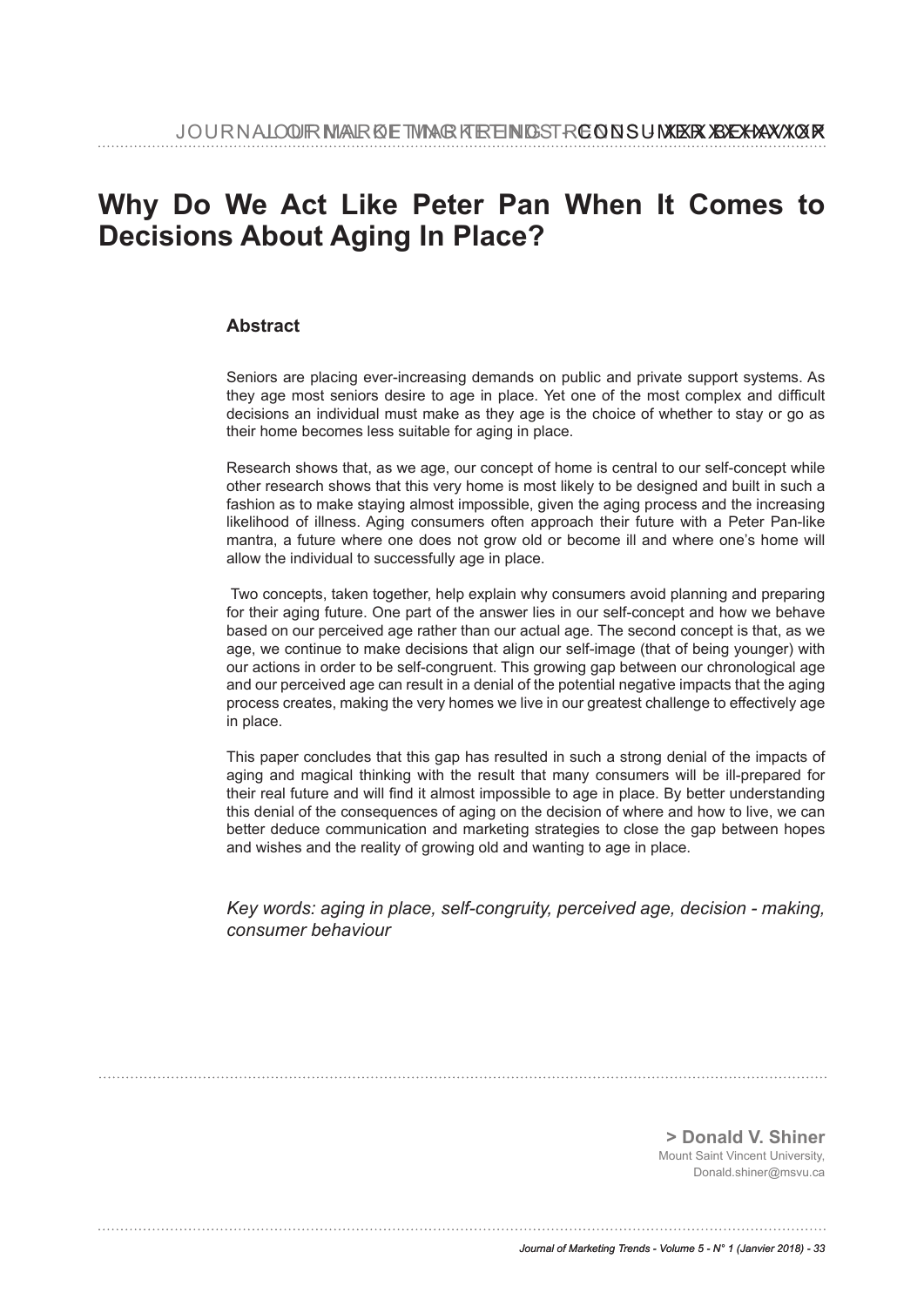# Why Do We Act Like Peter Pan When It Comes to Decisions About Aging In Place?

## Abstract

Seniors are placing ever-increasing demands on public and private support systems. As they age most seniors desire to age in place. Yet one of the most complex and difficult decisions an individual must make as they age is the choice of whether to stay or go as their home becomes less suitable for aging in place.

Research shows that, as we age, our concept of home is central to our self-concept while other research shows that this very home is most likely to be designed and built in such a fashion as to make staying almost impossible, given the aging process and the increasing likelihood of illness. Aging consumers often approach their future with a Peter Pan-like mantra, a future where one does not grow old or become ill and where one's home will allow the individual to successfully age in place.

Two concepts, taken together, help explain why consumers avoid planning and preparing for their aging future. One part of the answer lies in our self-concept and how we behave based on our perceived age rather than our actual age. The second concept is that, as we age, we continue to make decisions that align our self-image (that of being younger) with our actions in order to be self-congruent. This growing gap between our chronological age and our perceived age can result in a denial of the potential negative impacts that the aging process creates, making the very homes we live in our greatest challenge to effectively age in place.

This paper concludes that this gap has resulted in such a strong denial of the impacts of aging and magical thinking with the result that many consumers will be ill-prepared for their real future and will find it almost impossible to age in place. By better understanding this denial of the consequences of aging on the decision of where and how to live, we can better deduce communication and marketing strategies to close the gap between hopes and wishes and the reality of growing old and wanting to age in place.

*Key words: aging in place, self-congruity, perceived age, decision - making, consumer behaviour*

**> Donald V. Shiner**
Mount Saint Vincent University,
Donald.shiner@msvu.ca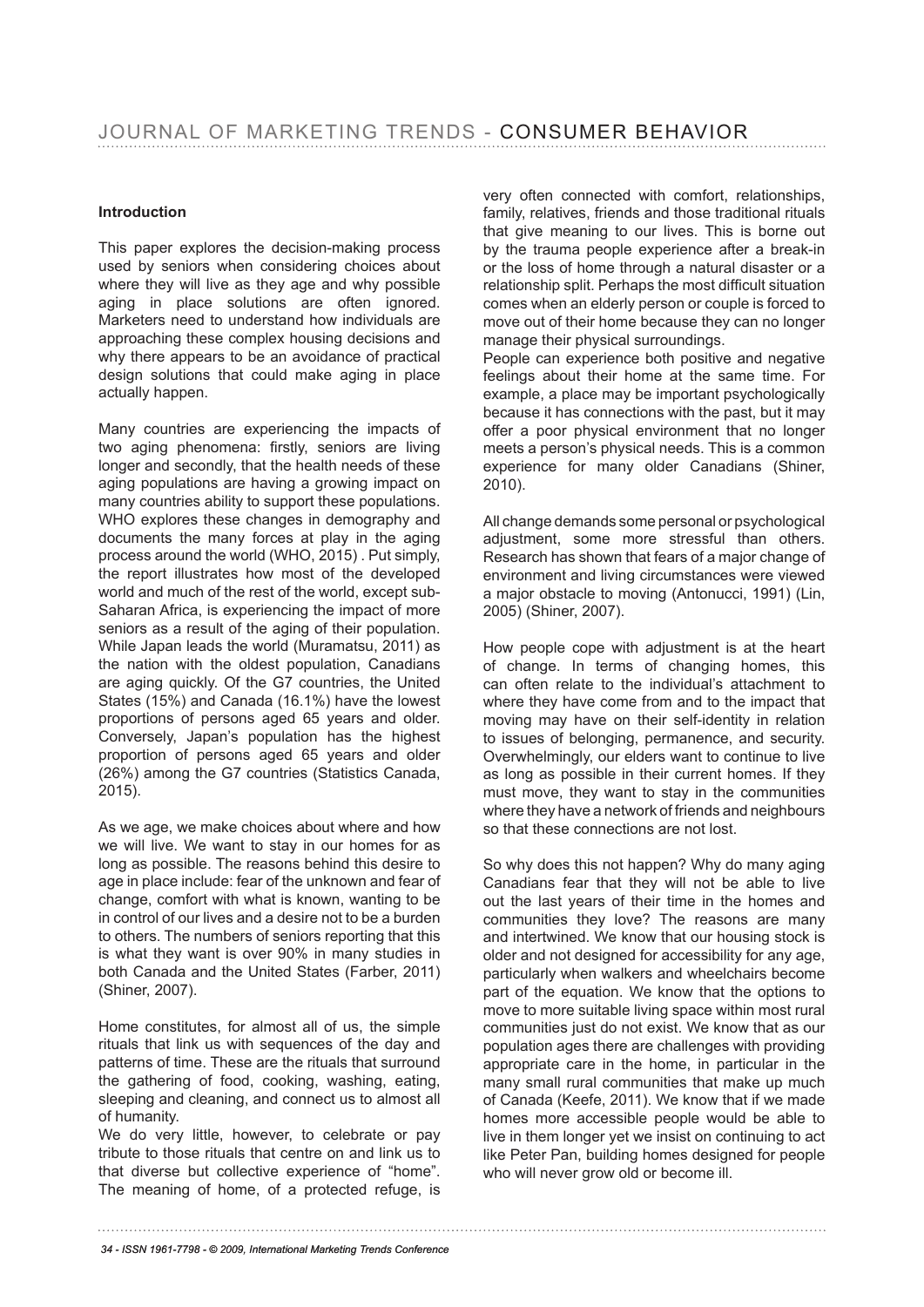## Introduction

This paper explores the decision-making process used by seniors when considering choices about where they will live as they age and why possible aging in place solutions are often ignored. Marketers need to understand how individuals are approaching these complex housing decisions and why there appears to be an avoidance of practical design solutions that could make aging in place actually happen.

Many countries are experiencing the impacts of two aging phenomena: firstly, seniors are living longer and secondly, that the health needs of these aging populations are having a growing impact on many countries ability to support these populations. WHO explores these changes in demography and documents the many forces at play in the aging process around the world (WHO, 2015) . Put simply, the report illustrates how most of the developed world and much of the rest of the world, except sub-Saharan Africa, is experiencing the impact of more seniors as a result of the aging of their population. While Japan leads the world (Muramatsu, 2011) as the nation with the oldest population, Canadians are aging quickly. Of the G7 countries, the United States (15%) and Canada (16.1%) have the lowest proportions of persons aged 65 years and older. Conversely, Japan's population has the highest proportion of persons aged 65 years and older (26%) among the G7 countries (Statistics Canada, 2015).

As we age, we make choices about where and how we will live. We want to stay in our homes for as long as possible. The reasons behind this desire to age in place include: fear of the unknown and fear of change, comfort with what is known, wanting to be in control of our lives and a desire not to be a burden to others. The numbers of seniors reporting that this is what they want is over 90% in many studies in both Canada and the United States (Farber, 2011) (Shiner, 2007).

Home constitutes, for almost all of us, the simple rituals that link us with sequences of the day and patterns of time. These are the rituals that surround the gathering of food, cooking, washing, eating, sleeping and cleaning, and connect us to almost all of humanity.

We do very little, however, to celebrate or pay tribute to those rituals that centre on and link us to that diverse but collective experience of "home". The meaning of home, of a protected refuge, is very often connected with comfort, relationships, family, relatives, friends and those traditional rituals that give meaning to our lives. This is borne out by the trauma people experience after a break-in or the loss of home through a natural disaster or a relationship split. Perhaps the most difficult situation comes when an elderly person or couple is forced to move out of their home because they can no longer manage their physical surroundings.

People can experience both positive and negative feelings about their home at the same time. For example, a place may be important psychologically because it has connections with the past, but it may offer a poor physical environment that no longer meets a person's physical needs. This is a common experience for many older Canadians (Shiner, 2010).

All change demands some personal or psychological adjustment, some more stressful than others. Research has shown that fears of a major change of environment and living circumstances were viewed a major obstacle to moving (Antonucci, 1991) (Lin, 2005) (Shiner, 2007).

How people cope with adjustment is at the heart of change. In terms of changing homes, this can often relate to the individual's attachment to where they have come from and to the impact that moving may have on their self-identity in relation to issues of belonging, permanence, and security. Overwhelmingly, our elders want to continue to live as long as possible in their current homes. If they must move, they want to stay in the communities where they have a network of friends and neighbours so that these connections are not lost.

So why does this not happen? Why do many aging Canadians fear that they will not be able to live out the last years of their time in the homes and communities they love? The reasons are many and intertwined. We know that our housing stock is older and not designed for accessibility for any age, particularly when walkers and wheelchairs become part of the equation. We know that the options to move to more suitable living space within most rural communities just do not exist. We know that as our population ages there are challenges with providing appropriate care in the home, in particular in the many small rural communities that make up much of Canada (Keefe, 2011). We know that if we made homes more accessible people would be able to live in them longer yet we insist on continuing to act like Peter Pan, building homes designed for people who will never grow old or become ill.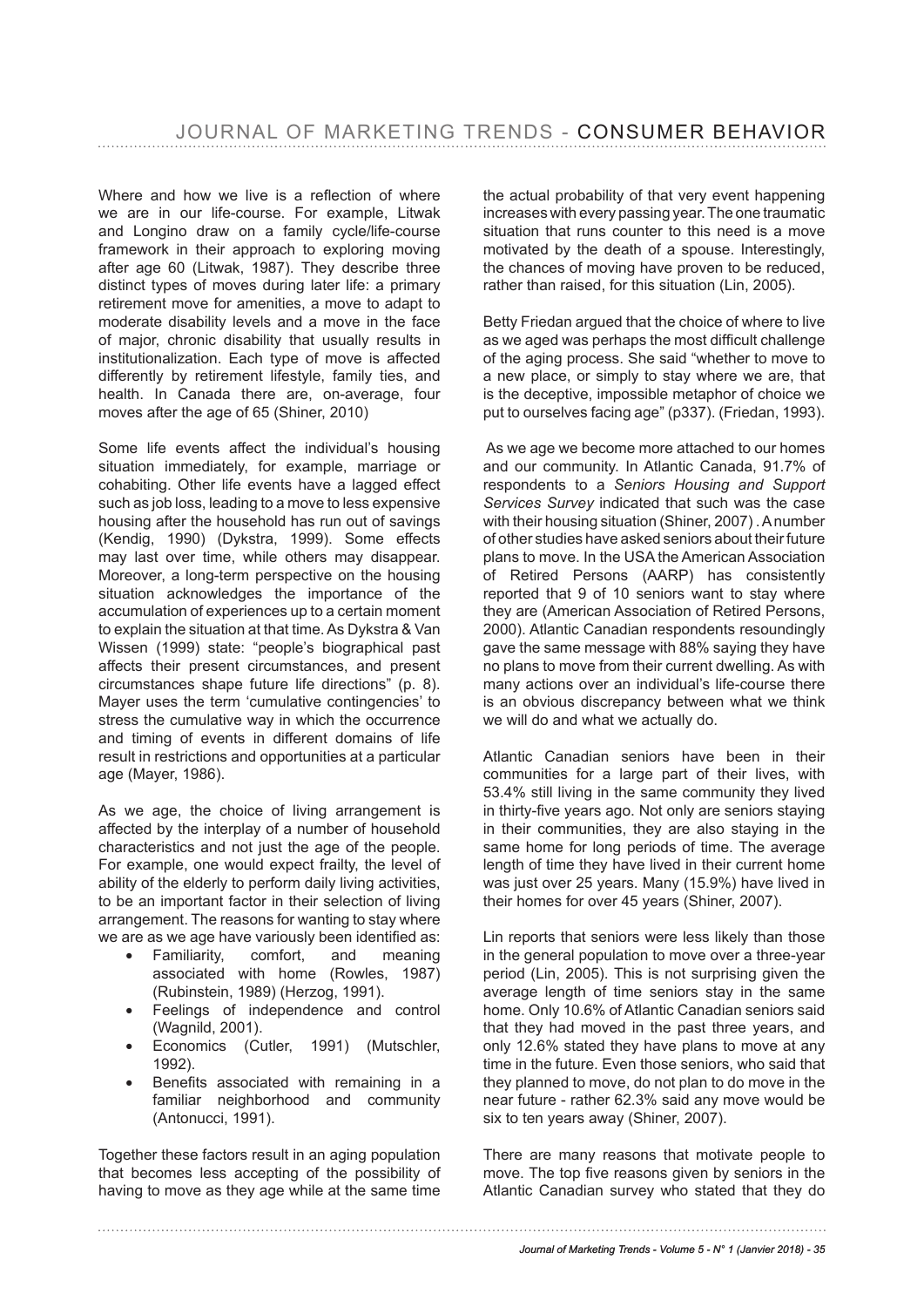Where and how we live is a reflection of where we are in our life-course. For example, Litwak and Longino draw on a family cycle/life-course framework in their approach to exploring moving after age 60 (Litwak, 1987). They describe three distinct types of moves during later life: a primary retirement move for amenities, a move to adapt to moderate disability levels and a move in the face of major, chronic disability that usually results in institutionalization. Each type of move is affected differently by retirement lifestyle, family ties, and health. In Canada there are, on-average, four moves after the age of 65 (Shiner, 2010)

Some life events affect the individual's housing situation immediately, for example, marriage or cohabiting. Other life events have a lagged effect such as job loss, leading to a move to less expensive housing after the household has run out of savings (Kendig, 1990) (Dykstra, 1999). Some effects may last over time, while others may disappear. Moreover, a long-term perspective on the housing situation acknowledges the importance of the accumulation of experiences up to a certain moment to explain the situation at that time. As Dykstra & Van Wissen (1999) state: "people's biographical past affects their present circumstances, and present circumstances shape future life directions" (p. 8). Mayer uses the term 'cumulative contingencies' to stress the cumulative way in which the occurrence and timing of events in different domains of life result in restrictions and opportunities at a particular age (Mayer, 1986).

As we age, the choice of living arrangement is affected by the interplay of a number of household characteristics and not just the age of the people. For example, one would expect frailty, the level of ability of the elderly to perform daily living activities, to be an important factor in their selection of living arrangement. The reasons for wanting to stay where we are as we age have variously been identified as:

- Familiarity, comfort, and meaning associated with home (Rowles, 1987) (Rubinstein, 1989) (Herzog, 1991).
- Feelings of independence and control (Wagnild, 2001).
- Economics (Cutler, 1991) (Mutschler, 1992).
- Benefits associated with remaining in a familiar neighborhood and community (Antonucci, 1991).

Together these factors result in an aging population that becomes less accepting of the possibility of having to move as they age while at the same time the actual probability of that very event happening increases with every passing year. The one traumatic situation that runs counter to this need is a move motivated by the death of a spouse. Interestingly, the chances of moving have proven to be reduced, rather than raised, for this situation (Lin, 2005).

Betty Friedan argued that the choice of where to live as we aged was perhaps the most difficult challenge of the aging process. She said "whether to move to a new place, or simply to stay where we are, that is the deceptive, impossible metaphor of choice we put to ourselves facing age" (p337). (Friedan, 1993).

As we age we become more attached to our homes and our community. In Atlantic Canada, 91.7% of respondents to a *Seniors Housing and Support Services Survey* indicated that such was the case with their housing situation (Shiner, 2007) . A number of other studies have asked seniors about their future plans to move. In the USA the American Association of Retired Persons (AARP) has consistently reported that 9 of 10 seniors want to stay where they are (American Association of Retired Persons, 2000). Atlantic Canadian respondents resoundingly gave the same message with 88% saying they have no plans to move from their current dwelling. As with many actions over an individual's life-course there is an obvious discrepancy between what we think we will do and what we actually do.

Atlantic Canadian seniors have been in their communities for a large part of their lives, with 53.4% still living in the same community they lived in thirty-five years ago. Not only are seniors staying in their communities, they are also staying in the same home for long periods of time. The average length of time they have lived in their current home was just over 25 years. Many (15.9%) have lived in their homes for over 45 years (Shiner, 2007).

Lin reports that seniors were less likely than those in the general population to move over a three-year period (Lin, 2005). This is not surprising given the average length of time seniors stay in the same home. Only 10.6% of Atlantic Canadian seniors said that they had moved in the past three years, and only 12.6% stated they have plans to move at any time in the future. Even those seniors, who said that they planned to move, do not plan to do move in the near future - rather 62.3% said any move would be six to ten years away (Shiner, 2007).

There are many reasons that motivate people to move. The top five reasons given by seniors in the Atlantic Canadian survey who stated that they do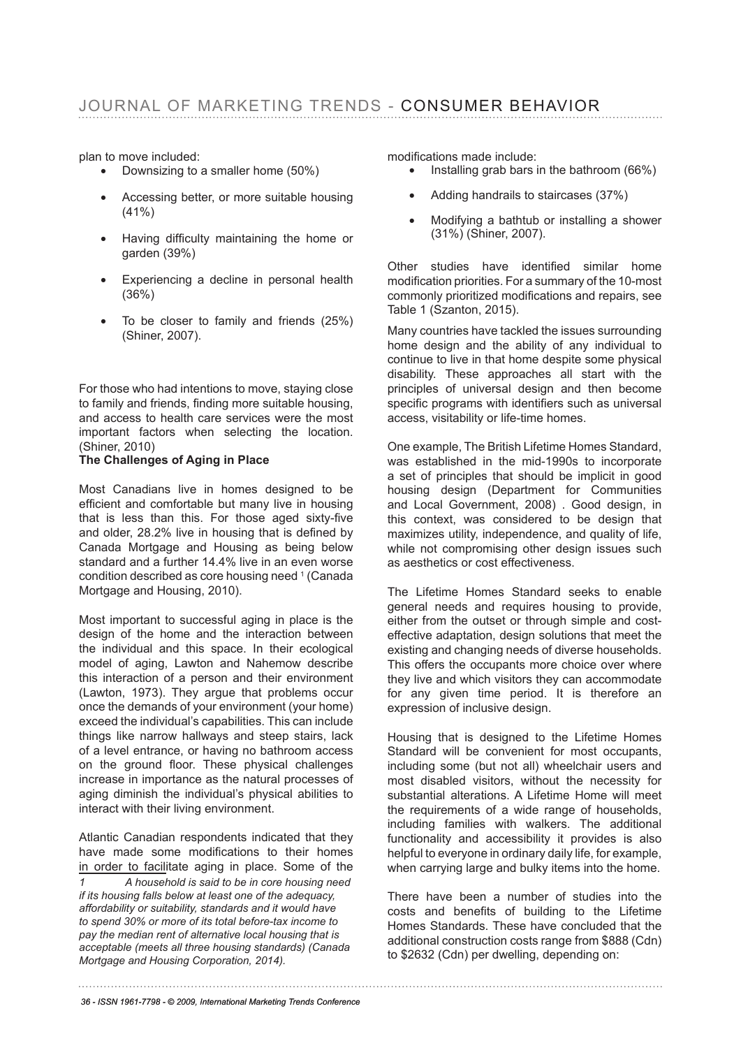plan to move included:

- Downsizing to a smaller home (50%)
- Accessing better, or more suitable housing (41%)
- Having difficulty maintaining the home or garden (39%)
- Experiencing a decline in personal health (36%)
- To be closer to family and friends (25%) (Shiner, 2007).

For those who had intentions to move, staying close to family and friends, finding more suitable housing, and access to health care services were the most important factors when selecting the location. (Shiner, 2010)

**The Challenges of Aging in Place**

Most Canadians live in homes designed to be efficient and comfortable but many live in housing that is less than this. For those aged sixty-five and older, 28.2% live in housing that is defined by Canada Mortgage and Housing as being below standard and a further 14.4% live in an even worse condition described as core housing need [1] (Canada Mortgage and Housing, 2010).

Most important to successful aging in place is the design of the home and the interaction between the individual and this space. In their ecological model of aging, Lawton and Nahemow describe this interaction of a person and their environment (Lawton, 1973). They argue that problems occur once the demands of your environment (your home) exceed the individual's capabilities. This can include things like narrow hallways and steep stairs, lack of a level entrance, or having no bathroom access on the ground floor. These physical challenges increase in importance as the natural processes of aging diminish the individual's physical abilities to interact with their living environment.

Atlantic Canadian respondents indicated that they have made some modifications to their homes in order to facilitate aging in place. Some of the modifications made include:

- Installing grab bars in the bathroom (66%)
- Adding handrails to staircases (37%)
- Modifying a bathtub or installing a shower (31%) (Shiner, 2007).

Other studies have identified similar home modification priorities. For a summary of the 10-most commonly prioritized modifications and repairs, see Table 1 (Szanton, 2015).

Many countries have tackled the issues surrounding home design and the ability of any individual to continue to live in that home despite some physical disability. These approaches all start with the principles of universal design and then become specific programs with identifiers such as universal access, visitability or life-time homes.

One example, The British Lifetime Homes Standard, was established in the mid-1990s to incorporate a set of principles that should be implicit in good housing design (Department for Communities and Local Government, 2008) . Good design, in this context, was considered to be design that maximizes utility, independence, and quality of life, while not compromising other design issues such as aesthetics or cost effectiveness.

The Lifetime Homes Standard seeks to enable general needs and requires housing to provide, either from the outset or through simple and cost-effective adaptation, design solutions that meet the existing and changing needs of diverse households. This offers the occupants more choice over where they live and which visitors they can accommodate for any given time period. It is therefore an expression of inclusive design.

Housing that is designed to the Lifetime Homes Standard will be convenient for most occupants, including some (but not all) wheelchair users and most disabled visitors, without the necessity for substantial alterations. A Lifetime Home will meet the requirements of a wide range of households, including families with walkers. The additional functionality and accessibility it provides is also helpful to everyone in ordinary daily life, for example, when carrying large and bulky items into the home.

There have been a number of studies into the costs and benefits of building to the Lifetime Homes Standards. These have concluded that the additional construction costs range from $888 (Cdn) to $2632 (Cdn) per dwelling, depending on:

*[1] A household is said to be in core housing need if its housing falls below at least one of the adequacy, affordability or suitability, standards and it would have to spend 30% or more of its total before-tax income to pay the median rent of alternative local housing that is acceptable (meets all three housing standards) (Canada Mortgage and Housing Corporation, 2014).*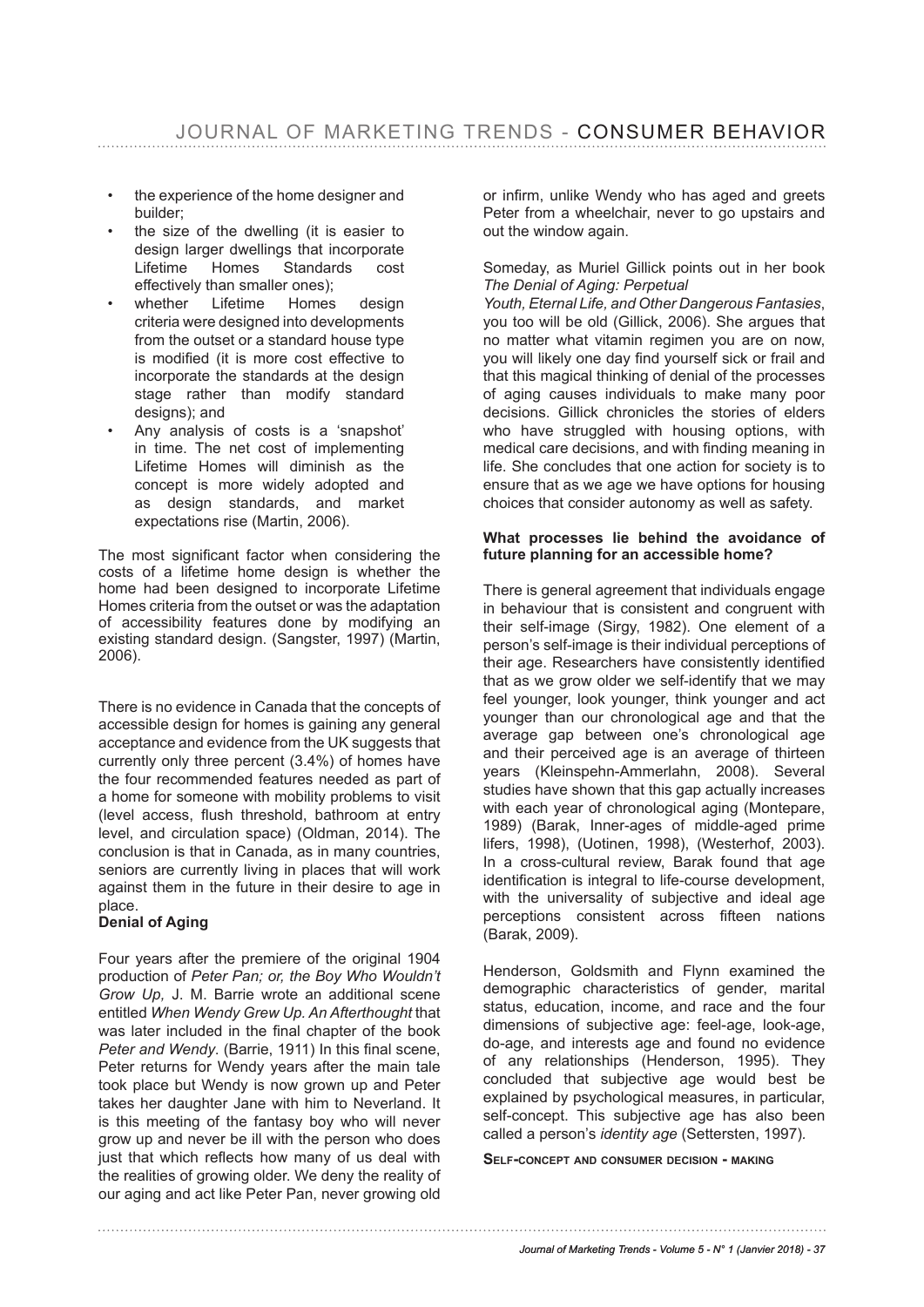- the experience of the home designer and builder;
- the size of the dwelling (it is easier to design larger dwellings that incorporate Lifetime Homes Standards cost effectively than smaller ones);
- whether Lifetime Homes design criteria were designed into developments from the outset or a standard house type is modified (it is more cost effective to incorporate the standards at the design stage rather than modify standard designs); and
- Any analysis of costs is a 'snapshot' in time. The net cost of implementing Lifetime Homes will diminish as the concept is more widely adopted and as design standards, and market expectations rise (Martin, 2006).

The most significant factor when considering the costs of a lifetime home design is whether the home had been designed to incorporate Lifetime Homes criteria from the outset or was the adaptation of accessibility features done by modifying an existing standard design. (Sangster, 1997) (Martin, 2006).

There is no evidence in Canada that the concepts of accessible design for homes is gaining any general acceptance and evidence from the UK suggests that currently only three percent (3.4%) of homes have the four recommended features needed as part of a home for someone with mobility problems to visit (level access, flush threshold, bathroom at entry level, and circulation space) (Oldman, 2014). The conclusion is that in Canada, as in many countries, seniors are currently living in places that will work against them in the future in their desire to age in place.

**Denial of Aging**

Four years after the premiere of the original 1904 production of *Peter Pan; or, the Boy Who Wouldn't Grow Up,* J. M. Barrie wrote an additional scene entitled *When Wendy Grew Up. An Afterthought* that was later included in the final chapter of the book *Peter and Wendy*. (Barrie, 1911) In this final scene, Peter returns for Wendy years after the main tale took place but Wendy is now grown up and Peter takes her daughter Jane with him to Neverland. It is this meeting of the fantasy boy who will never grow up and never be ill with the person who does just that which reflects how many of us deal with the realities of growing older. We deny the reality of our aging and act like Peter Pan, never growing old or infirm, unlike Wendy who has aged and greets Peter from a wheelchair, never to go upstairs and out the window again.

Someday, as Muriel Gillick points out in her book *The Denial of Aging: Perpetual Youth, Eternal Life, and Other Dangerous Fantasies*, you too will be old (Gillick, 2006). She argues that no matter what vitamin regimen you are on now, you will likely one day find yourself sick or frail and that this magical thinking of denial of the processes of aging causes individuals to make many poor decisions. Gillick chronicles the stories of elders who have struggled with housing options, with medical care decisions, and with finding meaning in life. She concludes that one action for society is to ensure that as we age we have options for housing choices that consider autonomy as well as safety.

**What processes lie behind the avoidance of future planning for an accessible home?**

There is general agreement that individuals engage in behaviour that is consistent and congruent with their self-image (Sirgy, 1982). One element of a person's self-image is their individual perceptions of their age. Researchers have consistently identified that as we grow older we self-identify that we may feel younger, look younger, think younger and act younger than our chronological age and that the average gap between one's chronological age and their perceived age is an average of thirteen years (Kleinspehn-Ammerlahn, 2008). Several studies have shown that this gap actually increases with each year of chronological aging (Montepare, 1989) (Barak, Inner-ages of middle-aged prime lifers, 1998), (Uotinen, 1998), (Westerhof, 2003). In a cross-cultural review, Barak found that age identification is integral to life-course development, with the universality of subjective and ideal age perceptions consistent across fifteen nations (Barak, 2009).

Henderson, Goldsmith and Flynn examined the demographic characteristics of gender, marital status, education, income, and race and the four dimensions of subjective age: feel-age, look-age, do-age, and interests age and found no evidence of any relationships (Henderson, 1995). They concluded that subjective age would best be explained by psychological measures, in particular, self-concept. This subjective age has also been called a person's *identity age* (Settersten, 1997).

**Self-concept and consumer decision - making**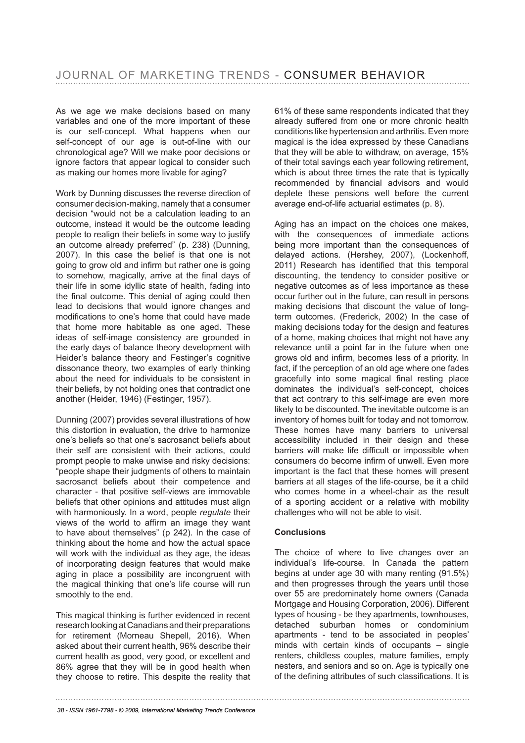As we age we make decisions based on many variables and one of the more important of these is our self-concept. What happens when our self-concept of our age is out-of-line with our chronological age? Will we make poor decisions or ignore factors that appear logical to consider such as making our homes more livable for aging?

Work by Dunning discusses the reverse direction of consumer decision-making, namely that a consumer decision "would not be a calculation leading to an outcome, instead it would be the outcome leading people to realign their beliefs in some way to justify an outcome already preferred" (p. 238) (Dunning, 2007). In this case the belief is that one is not going to grow old and infirm but rather one is going to somehow, magically, arrive at the final days of their life in some idyllic state of health, fading into the final outcome. This denial of aging could then lead to decisions that would ignore changes and modifications to one's home that could have made that home more habitable as one aged. These ideas of self-image consistency are grounded in the early days of balance theory development with Heider's balance theory and Festinger's cognitive dissonance theory, two examples of early thinking about the need for individuals to be consistent in their beliefs, by not holding ones that contradict one another (Heider, 1946) (Festinger, 1957).

Dunning (2007) provides several illustrations of how this distortion in evaluation, the drive to harmonize one's beliefs so that one's sacrosanct beliefs about their self are consistent with their actions, could prompt people to make unwise and risky decisions: "people shape their judgments of others to maintain sacrosanct beliefs about their competence and character - that positive self-views are immovable beliefs that other opinions and attitudes must align with harmoniously. In a word, people *regulate* their views of the world to affirm an image they want to have about themselves" (p 242). In the case of thinking about the home and how the actual space will work with the individual as they age, the ideas of incorporating design features that would make aging in place a possibility are incongruent with the magical thinking that one's life course will run smoothly to the end.

This magical thinking is further evidenced in recent research looking at Canadians and their preparations for retirement (Morneau Shepell, 2016). When asked about their current health, 96% describe their current health as good, very good, or excellent and 86% agree that they will be in good health when they choose to retire. This despite the reality that 61% of these same respondents indicated that they already suffered from one or more chronic health conditions like hypertension and arthritis. Even more magical is the idea expressed by these Canadians that they will be able to withdraw, on average, 15% of their total savings each year following retirement, which is about three times the rate that is typically recommended by financial advisors and would deplete these pensions well before the current average end-of-life actuarial estimates (p. 8).

Aging has an impact on the choices one makes, with the consequences of immediate actions being more important than the consequences of delayed actions. (Hershey, 2007), (Lockenhoff, 2011) Research has identified that this temporal discounting, the tendency to consider positive or negative outcomes as of less importance as these occur further out in the future, can result in persons making decisions that discount the value of long-term outcomes. (Frederick, 2002) In the case of making decisions today for the design and features of a home, making choices that might not have any relevance until a point far in the future when one grows old and infirm, becomes less of a priority. In fact, if the perception of an old age where one fades gracefully into some magical final resting place dominates the individual's self-concept, choices that act contrary to this self-image are even more likely to be discounted. The inevitable outcome is an inventory of homes built for today and not tomorrow. These homes have many barriers to universal accessibility included in their design and these barriers will make life difficult or impossible when consumers do become infirm of unwell. Even more important is the fact that these homes will present barriers at all stages of the life-course, be it a child who comes home in a wheel-chair as the result of a sporting accident or a relative with mobility challenges who will not be able to visit.

**Conclusions**

The choice of where to live changes over an individual's life-course. In Canada the pattern begins at under age 30 with many renting (91.5%) and then progresses through the years until those over 55 are predominately home owners (Canada Mortgage and Housing Corporation, 2006). Different types of housing - be they apartments, townhouses, detached suburban homes or condominium apartments - tend to be associated in peoples' minds with certain kinds of occupants – single renters, childless couples, mature families, empty nesters, and seniors and so on. Age is typically one of the defining attributes of such classifications. It is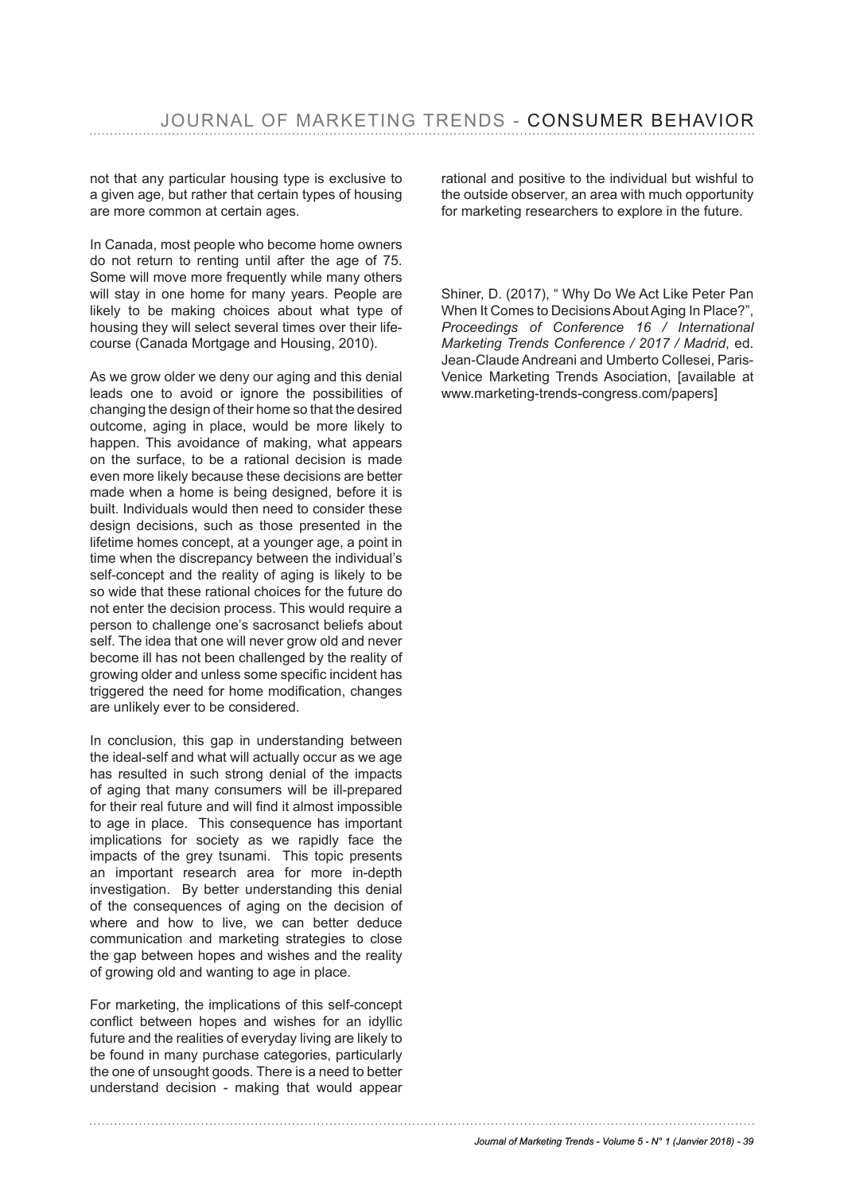not that any particular housing type is exclusive to a given age, but rather that certain types of housing are more common at certain ages.

In Canada, most people who become home owners do not return to renting until after the age of 75. Some will move more frequently while many others will stay in one home for many years. People are likely to be making choices about what type of housing they will select several times over their life-course (Canada Mortgage and Housing, 2010).

As we grow older we deny our aging and this denial leads one to avoid or ignore the possibilities of changing the design of their home so that the desired outcome, aging in place, would be more likely to happen. This avoidance of making, what appears on the surface, to be a rational decision is made even more likely because these decisions are better made when a home is being designed, before it is built. Individuals would then need to consider these design decisions, such as those presented in the lifetime homes concept, at a younger age, a point in time when the discrepancy between the individual's self-concept and the reality of aging is likely to be so wide that these rational choices for the future do not enter the decision process. This would require a person to challenge one's sacrosanct beliefs about self. The idea that one will never grow old and never become ill has not been challenged by the reality of growing older and unless some specific incident has triggered the need for home modification, changes are unlikely ever to be considered.

In conclusion, this gap in understanding between the ideal-self and what will actually occur as we age has resulted in such strong denial of the impacts of aging that many consumers will be ill-prepared for their real future and will find it almost impossible to age in place. This consequence has important implications for society as we rapidly face the impacts of the grey tsunami. This topic presents an important research area for more in-depth investigation. By better understanding this denial of the consequences of aging on the decision of where and how to live, we can better deduce communication and marketing strategies to close the gap between hopes and wishes and the reality of growing old and wanting to age in place.

For marketing, the implications of this self-concept conflict between hopes and wishes for an idyllic future and the realities of everyday living are likely to be found in many purchase categories, particularly the one of unsought goods. There is a need to better understand decision - making that would appear rational and positive to the individual but wishful to the outside observer, an area with much opportunity for marketing researchers to explore in the future.

Shiner, D. (2017), " Why Do We Act Like Peter Pan When It Comes to Decisions About Aging In Place?", *Proceedings of Conference 16 / International Marketing Trends Conference / 2017 / Madrid*, ed. Jean-Claude Andreani and Umberto Collesei, Paris-Venice Marketing Trends Asociation, [available at www.marketing-trends-congress.com/papers]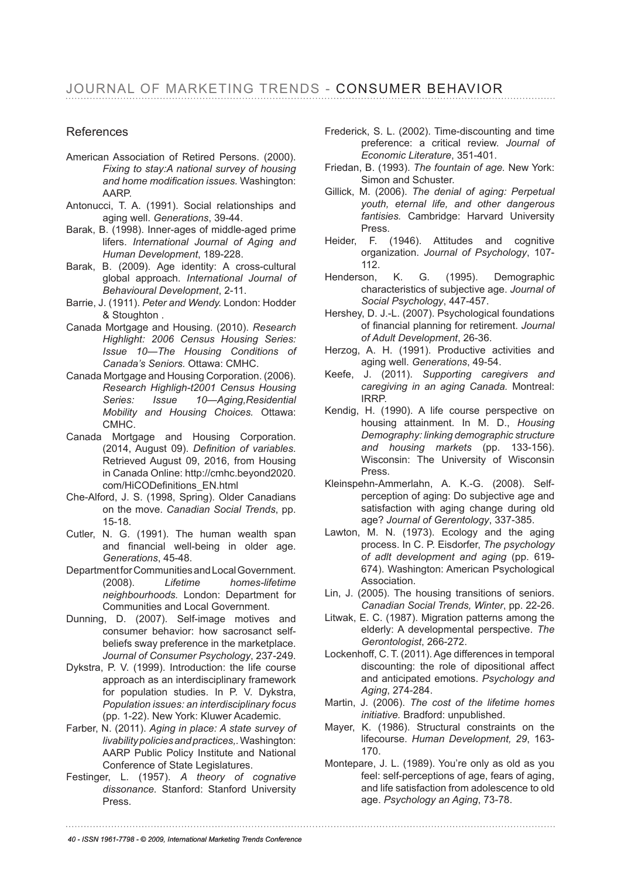## References

American Association of Retired Persons. (2000). *Fixing to stay:A national survey of housing and home modification issues.* Washington: AARP.

Antonucci, T. A. (1991). Social relationships and aging well. *Generations*, 39-44.

Barak, B. (1998). Inner-ages of middle-aged prime lifers. *International Journal of Aging and Human Development*, 189-228.

Barak, B. (2009). Age identity: A cross-cultural global approach. *International Journal of Behavioural Development*, 2-11.

Barrie, J. (1911). *Peter and Wendy.* London: Hodder & Stoughton .

Canada Mortgage and Housing. (2010). *Research Highlight: 2006 Census Housing Series: Issue 10—The Housing Conditions of Canada's Seniors.* Ottawa: CMHC.

Canada Mortgage and Housing Corporation. (2006). *Research Highligh-t2001 Census Housing Series: Issue 10—Aging,Residential Mobility and Housing Choices.* Ottawa: CMHC.

Canada Mortgage and Housing Corporation. (2014, August 09). *Definition of variables*. Retrieved August 09, 2016, from Housing in Canada Online: http://cmhc.beyond2020.com/HiCODefinitions_EN.html

Che-Alford, J. S. (1998, Spring). Older Canadians on the move. *Canadian Social Trends*, pp. 15-18.

Cutler, N. G. (1991). The human wealth span and financial well-being in older age. *Generations*, 45-48.

Department for Communities and Local Government. (2008). *Lifetime homes-lifetime neighbourhoods.* London: Department for Communities and Local Government.

Dunning, D. (2007). Self-image motives and consumer behavior: how sacrosanct self-beliefs sway preference in the marketplace. *Journal of Consumer Psychology*, 237-249.

Dykstra, P. V. (1999). Introduction: the life course approach as an interdisciplinary framework for population studies. In P. V. Dykstra, *Population issues: an interdisciplinary focus* (pp. 1-22). New York: Kluwer Academic.

Farber, N. (2011). *Aging in place: A state survey of livability policies and practices,.* Washington: AARP Public Policy Institute and National Conference of State Legislatures.

Festinger, L. (1957). *A theory of cognative dissonance.* Stanford: Stanford University Press.

Frederick, S. L. (2002). Time-discounting and time preference: a critical review. *Journal of Economic Literature*, 351-401.

Friedan, B. (1993). *The fountain of age.* New York: Simon and Schuster.

Gillick, M. (2006). *The denial of aging: Perpetual youth, eternal life, and other dangerous fantisies.* Cambridge: Harvard University Press.

Heider, F. (1946). Attitudes and cognitive organization. *Journal of Psychology*, 107-112.

Henderson, K. G. (1995). Demographic characteristics of subjective age. *Journal of Social Psychology*, 447-457.

Hershey, D. J.-L. (2007). Psychological foundations of financial planning for retirement. *Journal of Adult Development*, 26-36.

Herzog, A. H. (1991). Productive activities and aging well. *Generations*, 49-54.

Keefe, J. (2011). *Supporting caregivers and caregiving in an aging Canada.* Montreal: IRRP.

Kendig, H. (1990). A life course perspective on housing attainment. In M. D., *Housing Demography: linking demographic structure and housing markets* (pp. 133-156). Wisconsin: The University of Wisconsin Press.

Kleinspehn-Ammerlahn, A. K.-G. (2008). Self-perception of aging: Do subjective age and satisfaction with aging change during old age? *Journal of Gerentology*, 337-385.

Lawton, M. N. (1973). Ecology and the aging process. In C. P. Eisdorfer, *The psychology of adlt development and aging* (pp. 619-674). Washington: American Psychological Association.

Lin, J. (2005). The housing transitions of seniors. *Canadian Social Trends, Winter*, pp. 22-26.

Litwak, E. C. (1987). Migration patterns among the elderly: A developmental perspective. *The Gerontologist*, 266-272.

Lockenhoff, C. T. (2011). Age differences in temporal discounting: the role of dipositional affect and anticipated emotions. *Psychology and Aging*, 274-284.

Martin, J. (2006). *The cost of the lifetime homes initiative.* Bradford: unpublished.

Mayer, K. (1986). Structural constraints on the lifecourse. *Human Development, 29*, 163-170.

Montepare, J. L. (1989). You're only as old as you feel: self-perceptions of age, fears of aging, and life satisfaction from adolescence to old age. *Psychology an Aging*, 73-78.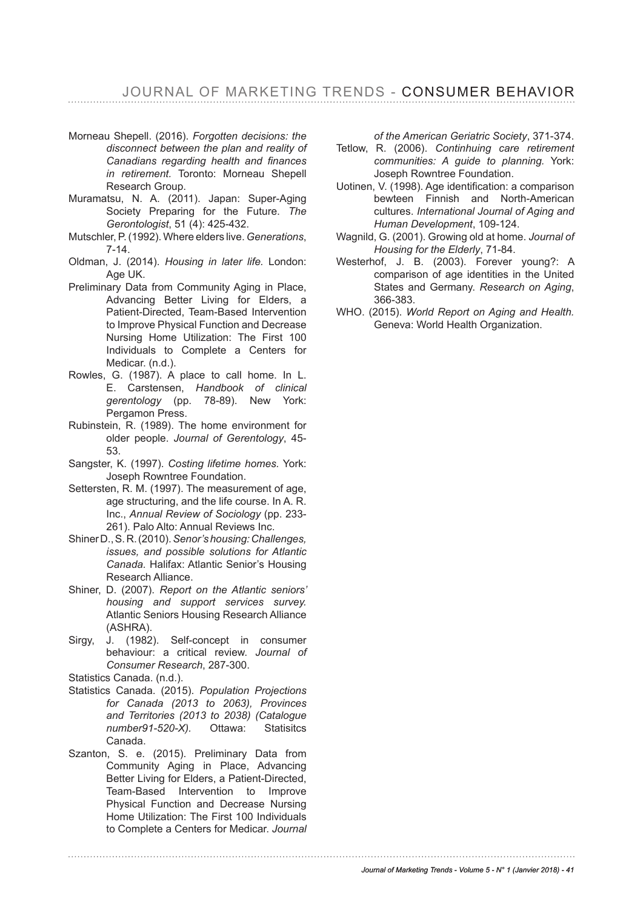Morneau Shepell. (2016). *Forgotten decisions: the disconnect between the plan and reality of Canadians regarding health and finances in retirement.* Toronto: Morneau Shepell Research Group.

Muramatsu, N. A. (2011). Japan: Super-Aging Society Preparing for the Future. *The Gerontologist*, 51 (4): 425-432.

Mutschler, P. (1992). Where elders live. *Generations*, 7-14.

Oldman, J. (2014). *Housing in later life.* London: Age UK.

Preliminary Data from Community Aging in Place, Advancing Better Living for Elders, a Patient-Directed, Team-Based Intervention to Improve Physical Function and Decrease Nursing Home Utilization: The First 100 Individuals to Complete a Centers for Medicar. (n.d.).

Rowles, G. (1987). A place to call home. In L. E. Carstensen, *Handbook of clinical gerentology* (pp. 78-89). New York: Pergamon Press.

Rubinstein, R. (1989). The home environment for older people. *Journal of Gerentology*, 45-53.

Sangster, K. (1997). *Costing lifetime homes.* York: Joseph Rowntree Foundation.

Settersten, R. M. (1997). The measurement of age, age structuring, and the life course. In A. R. Inc., *Annual Review of Sociology* (pp. 233-261). Palo Alto: Annual Reviews Inc.

Shiner D., S. R. (2010). *Senor's housing: Challenges, issues, and possible solutions for Atlantic Canada.* Halifax: Atlantic Senior's Housing Research Alliance.

Shiner, D. (2007). *Report on the Atlantic seniors' housing and support services survey.* Atlantic Seniors Housing Research Alliance (ASHRA).

Sirgy, J. (1982). Self-concept in consumer behaviour: a critical review. *Journal of Consumer Research*, 287-300.

Statistics Canada. (n.d.).

Statistics Canada. (2015). *Population Projections for Canada (2013 to 2063), Provinces and Territories (2013 to 2038) (Catalogue number91-520-X).* Ottawa: Statisitcs Canada.

Szanton, S. e. (2015). Preliminary Data from Community Aging in Place, Advancing Better Living for Elders, a Patient-Directed, Team-Based Intervention to Improve Physical Function and Decrease Nursing Home Utilization: The First 100 Individuals to Complete a Centers for Medicar. *Journal of the American Geriatric Society*, 371-374.

Tetlow, R. (2006). *Continhuing care retirement communities: A guide to planning.* York: Joseph Rowntree Foundation.

Uotinen, V. (1998). Age identification: a comparison bewteen Finnish and North-American cultures. *International Journal of Aging and Human Development*, 109-124.

Wagnild, G. (2001). Growing old at home. *Journal of Housing for the Elderly*, 71-84.

Westerhof, J. B. (2003). Forever young?: A comparison of age identities in the United States and Germany. *Research on Aging*, 366-383.

WHO. (2015). *World Report on Aging and Health.* Geneva: World Health Organization.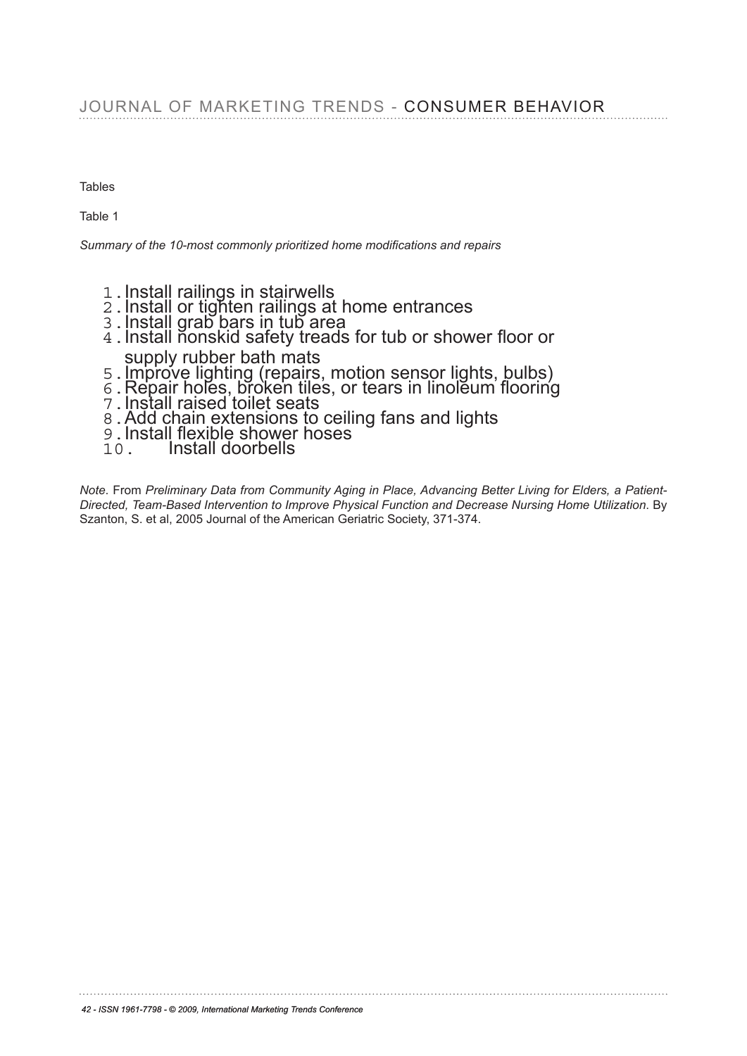Tables

Table 1

*Summary of the 10-most commonly prioritized home modifications and repairs*

1. Install railings in stairwells
2. Install or tighten railings at home entrances
3. Install grab bars in tub area
4. Install nonskid safety treads for tub or shower floor or supply rubber bath mats
5. Improve lighting (repairs, motion sensor lights, bulbs)
6. Repair holes, broken tiles, or tears in linoleum flooring
7. Install raised toilet seats
8. Add chain extensions to ceiling fans and lights
9. Install flexible shower hoses
10. Install doorbells

*Note.* From *Preliminary Data from Community Aging in Place, Advancing Better Living for Elders, a Patient-Directed, Team-Based Intervention to Improve Physical Function and Decrease Nursing Home Utilization*. By Szanton, S. et al, 2005 Journal of the American Geriatric Society, 371-374.